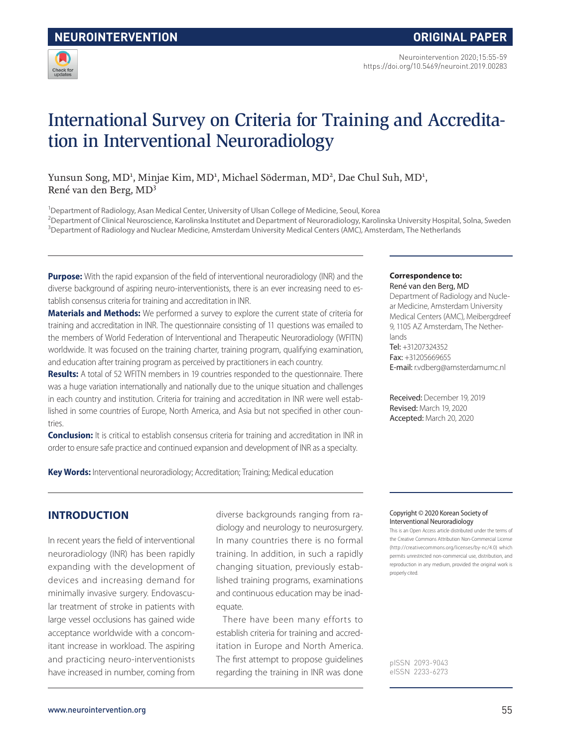NEUROINTERVENTION | ORIGINAL PAPER

# International Survey on Criteria for Training and Accreditation in Interventional Neuroradiology

Yunsun Song, MD[1], Minjae Kim, MD[1], Michael Söderman, MD[2], Dae Chul Suh, MD[1], René van den Berg, MD[3]

[1]Department of Radiology, Asan Medical Center, University of Ulsan College of Medicine, Seoul, Korea
[2]Department of Clinical Neuroscience, Karolinska Institutet and Department of Neuroradiology, Karolinska University Hospital, Solna, Sweden
[3]Department of Radiology and Nuclear Medicine, Amsterdam University Medical Centers (AMC), Amsterdam, The Netherlands

**Purpose:** With the rapid expansion of the field of interventional neuroradiology (INR) and the diverse background of aspiring neuro-interventionists, there is an ever increasing need to establish consensus criteria for training and accreditation in INR.

**Materials and Methods:** We performed a survey to explore the current state of criteria for training and accreditation in INR. The questionnaire consisting of 11 questions was emailed to the members of World Federation of Interventional and Therapeutic Neuroradiology (WFITN) worldwide. It was focused on the training charter, training program, qualifying examination, and education after training program as perceived by practitioners in each country.

**Results:** A total of 52 WFITN members in 19 countries responded to the questionnaire. There was a huge variation internationally and nationally due to the unique situation and challenges in each country and institution. Criteria for training and accreditation in INR were well established in some countries of Europe, North America, and Asia but not specified in other countries.

**Conclusion:** It is critical to establish consensus criteria for training and accreditation in INR in order to ensure safe practice and continued expansion and development of INR as a specialty.

**Key Words:** Interventional neuroradiology; Accreditation; Training; Medical education

**Correspondence to:**
René van den Berg, MD
Department of Radiology and Nuclear Medicine, Amsterdam University Medical Centers (AMC), Meibergdreef 9, 1105 AZ Amsterdam, The Netherlands
Tel: +31207324352
Fax: +31205669655
E-mail: r.vdberg@amsterdamumc.nl

Received: December 19, 2019
Revised: March 19, 2020
Accepted: March 20, 2020

Copyright © 2020 Korean Society of Interventional Neuroradiology
This is an Open Access article distributed under the terms of the Creative Commons Attribution Non-Commercial License (http://creativecommons.org/licenses/by-nc/4.0) which permits unrestricted non-commercial use, distribution, and reproduction in any medium, provided the original work is properly cited.

pISSN 2093-9043
eISSN 2233-6273

## INTRODUCTION

In recent years the field of interventional neuroradiology (INR) has been rapidly expanding with the development of devices and increasing demand for minimally invasive surgery. Endovascular treatment of stroke in patients with large vessel occlusions has gained wide acceptance worldwide with a concomitant increase in workload. The aspiring and practicing neuro-interventionists have increased in number, coming from diverse backgrounds ranging from radiology and neurology to neurosurgery. In many countries there is no formal training. In addition, in such a rapidly changing situation, previously established training programs, examinations and continuous education may be inadequate.

There have been many efforts to establish criteria for training and accreditation in Europe and North America. The first attempt to propose guidelines regarding the training in INR was done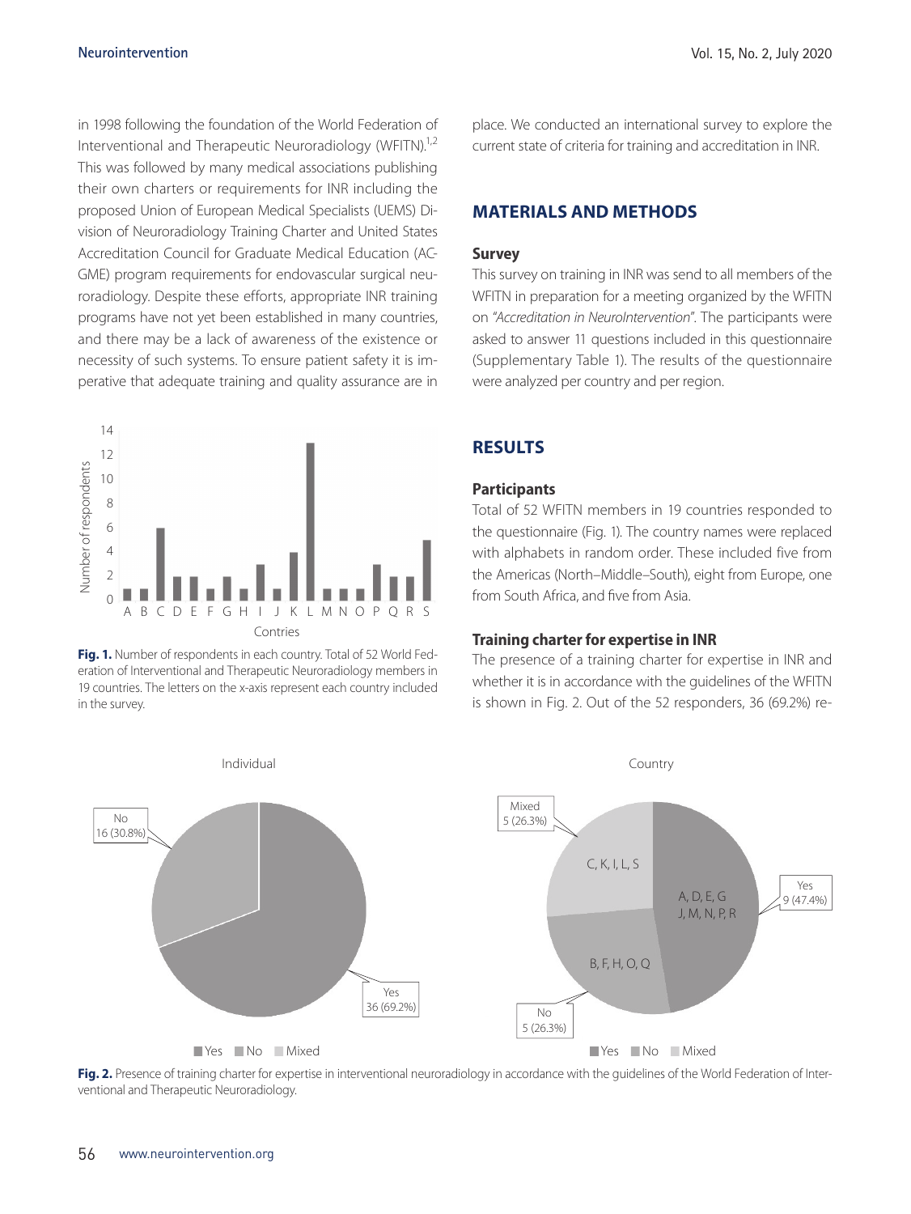in 1998 following the foundation of the World Federation of Interventional and Therapeutic Neuroradiology (WFITN).[1,2] This was followed by many medical associations publishing their own charters or requirements for INR including the proposed Union of European Medical Specialists (UEMS) Division of Neuroradiology Training Charter and United States Accreditation Council for Graduate Medical Education (ACGME) program requirements for endovascular surgical neuroradiology. Despite these efforts, appropriate INR training programs have not yet been established in many countries, and there may be a lack of awareness of the existence or necessity of such systems. To ensure patient safety it is imperative that adequate training and quality assurance are in place. We conducted an international survey to explore the current state of criteria for training and accreditation in INR.

**Fig. 1.** Number of respondents in each country. Total of 52 World Federation of Interventional and Therapeutic Neuroradiology members in 19 countries. The letters on the x-axis represent each country included in the survey.

## MATERIALS AND METHODS

### Survey

This survey on training in INR was send to all members of the WFITN in preparation for a meeting organized by the WFITN on *"Accreditation in NeuroIntervention"*. The participants were asked to answer 11 questions included in this questionnaire (Supplementary Table 1). The results of the questionnaire were analyzed per country and per region.

## RESULTS

### Participants

Total of 52 WFITN members in 19 countries responded to the questionnaire (Fig. 1). The country names were replaced with alphabets in random order. These included five from the Americas (North–Middle–South), eight from Europe, one from South Africa, and five from Asia.

### Training charter for expertise in INR

The presence of a training charter for expertise in INR and whether it is in accordance with the guidelines of the WFITN is shown in Fig. 2. Out of the 52 responders, 36 (69.2%) re-

**Fig. 2.** Presence of training charter for expertise in interventional neuroradiology in accordance with the guidelines of the World Federation of Interventional and Therapeutic Neuroradiology.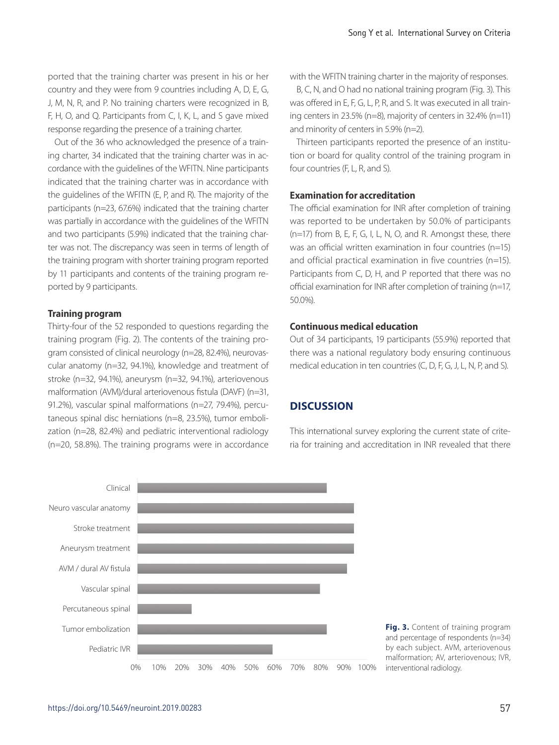ported that the training charter was present in his or her country and they were from 9 countries including A, D, E, G, J, M, N, R, and P. No training charters were recognized in B, F, H, O, and Q. Participants from C, I, K, L, and S gave mixed response regarding the presence of a training charter.

Out of the 36 who acknowledged the presence of a training charter, 34 indicated that the training charter was in accordance with the guidelines of the WFITN. Nine participants indicated that the training charter was in accordance with the guidelines of the WFITN (E, P, and R). The majority of the participants (n=23, 67.6%) indicated that the training charter was partially in accordance with the guidelines of the WFITN and two participants (5.9%) indicated that the training charter was not. The discrepancy was seen in terms of length of the training program with shorter training program reported by 11 participants and contents of the training program reported by 9 participants.

#### Training program

Thirty-four of the 52 responded to questions regarding the training program (Fig. 2). The contents of the training program consisted of clinical neurology (n=28, 82.4%), neurovascular anatomy (n=32, 94.1%), knowledge and treatment of stroke (n=32, 94.1%), aneurysm (n=32, 94.1%), arteriovenous malformation (AVM)/dural arteriovenous fistula (DAVF) (n=31, 91.2%), vascular spinal malformations (n=27, 79.4%), percutaneous spinal disc herniations (n=8, 23.5%), tumor embolization (n=28, 82.4%) and pediatric interventional radiology (n=20, 58.8%). The training programs were in accordance with the WFITN training charter in the majority of responses.

B, C, N, and O had no national training program (Fig. 3). This was offered in E, F, G, L, P, R, and S. It was executed in all training centers in 23.5% (n=8), majority of centers in 32.4% (n=11) and minority of centers in 5.9% (n=2).

Thirteen participants reported the presence of an institution or board for quality control of the training program in four countries (F, L, R, and S).

#### Examination for accreditation

The official examination for INR after completion of training was reported to be undertaken by 50.0% of participants (n=17) from B, E, F, G, I, L, N, O, and R. Amongst these, there was an official written examination in four countries (n=15) and official practical examination in five countries (n=15). Participants from C, D, H, and P reported that there was no official examination for INR after completion of training (n=17, 50.0%).

#### Continuous medical education

Out of 34 participants, 19 participants (55.9%) reported that there was a national regulatory body ensuring continuous medical education in ten countries (C, D, F, G, J, L, N, P, and S).

## DISCUSSION

This international survey exploring the current state of criteria for training and accreditation in INR revealed that there

| Content | Percentage of respondents |
|---|---|
| Clinical | ~82% |
| Neuro vascular anatomy | ~94% |
| Stroke treatment | ~94% |
| Aneurysm treatment | ~94% |
| AVM / dural AV fistula | ~91% |
| Vascular spinal | ~79% |
| Percutaneous spinal | ~23% |
| Tumor embolization | ~82% |
| Pediatric IVR | ~59% |

**Fig. 3.** Content of training program and percentage of respondents (n=34) by each subject. AVM, arteriovenous malformation; AV, arteriovenous; IVR, interventional radiology.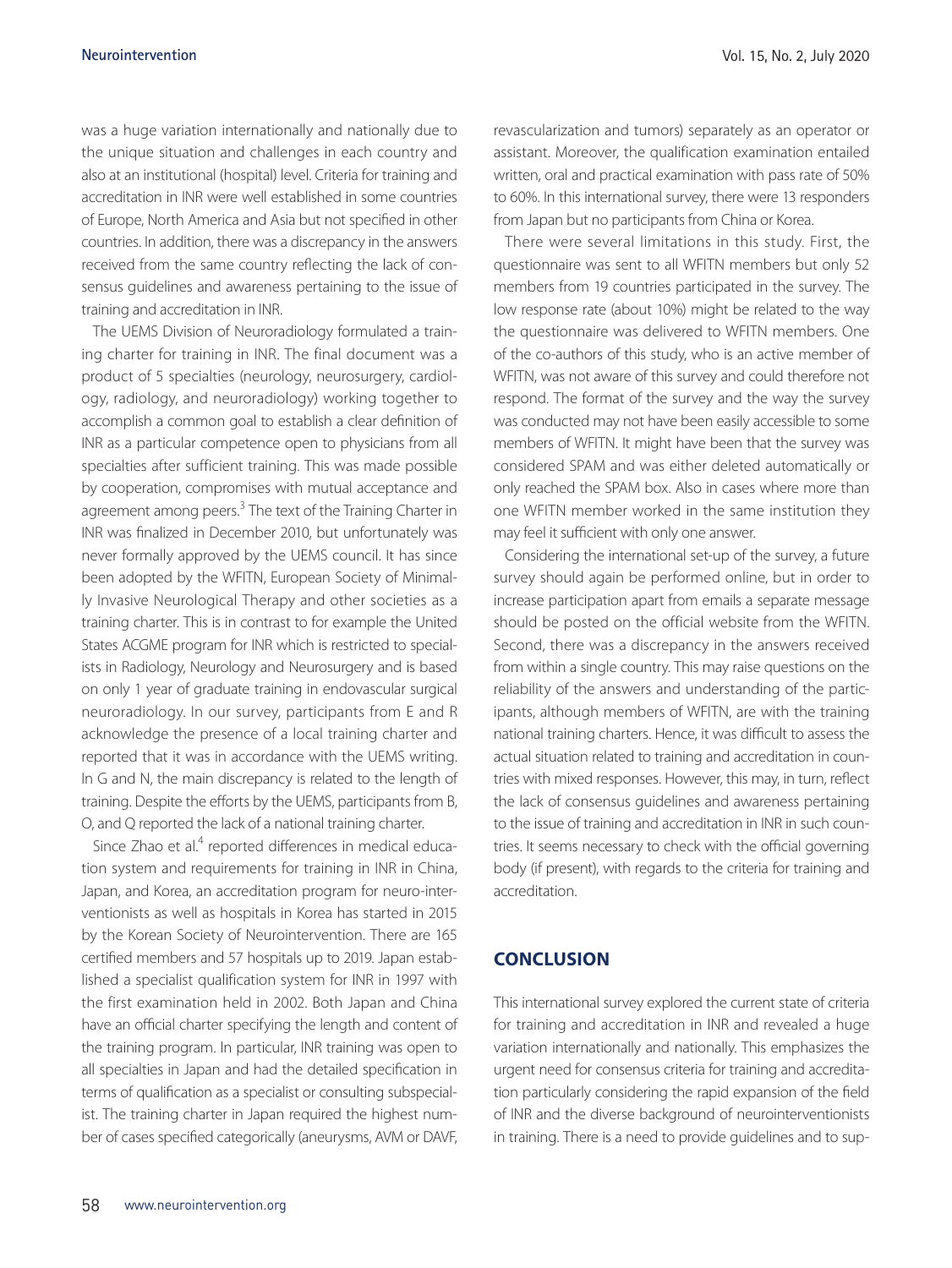was a huge variation internationally and nationally due to the unique situation and challenges in each country and also at an institutional (hospital) level. Criteria for training and accreditation in INR were well established in some countries of Europe, North America and Asia but not specified in other countries. In addition, there was a discrepancy in the answers received from the same country reflecting the lack of consensus guidelines and awareness pertaining to the issue of training and accreditation in INR.

The UEMS Division of Neuroradiology formulated a training charter for training in INR. The final document was a product of 5 specialties (neurology, neurosurgery, cardiology, radiology, and neuroradiology) working together to accomplish a common goal to establish a clear definition of INR as a particular competence open to physicians from all specialties after sufficient training. This was made possible by cooperation, compromises with mutual acceptance and agreement among peers.[3] The text of the Training Charter in INR was finalized in December 2010, but unfortunately was never formally approved by the UEMS council. It has since been adopted by the WFITN, European Society of Minimally Invasive Neurological Therapy and other societies as a training charter. This is in contrast to for example the United States ACGME program for INR which is restricted to specialists in Radiology, Neurology and Neurosurgery and is based on only 1 year of graduate training in endovascular surgical neuroradiology. In our survey, participants from E and R acknowledge the presence of a local training charter and reported that it was in accordance with the UEMS writing. In G and N, the main discrepancy is related to the length of training. Despite the efforts by the UEMS, participants from B, O, and Q reported the lack of a national training charter.

Since Zhao et al.[4] reported differences in medical education system and requirements for training in INR in China, Japan, and Korea, an accreditation program for neuro-interventionists as well as hospitals in Korea has started in 2015 by the Korean Society of Neurointervention. There are 165 certified members and 57 hospitals up to 2019. Japan established a specialist qualification system for INR in 1997 with the first examination held in 2002. Both Japan and China have an official charter specifying the length and content of the training program. In particular, INR training was open to all specialties in Japan and had the detailed specification in terms of qualification as a specialist or consulting subspecialist. The training charter in Japan required the highest number of cases specified categorically (aneurysms, AVM or DAVF, revascularization and tumors) separately as an operator or assistant. Moreover, the qualification examination entailed written, oral and practical examination with pass rate of 50% to 60%. In this international survey, there were 13 responders from Japan but no participants from China or Korea.

There were several limitations in this study. First, the questionnaire was sent to all WFITN members but only 52 members from 19 countries participated in the survey. The low response rate (about 10%) might be related to the way the questionnaire was delivered to WFITN members. One of the co-authors of this study, who is an active member of WFITN, was not aware of this survey and could therefore not respond. The format of the survey and the way the survey was conducted may not have been easily accessible to some members of WFITN. It might have been that the survey was considered SPAM and was either deleted automatically or only reached the SPAM box. Also in cases where more than one WFITN member worked in the same institution they may feel it sufficient with only one answer.

Considering the international set-up of the survey, a future survey should again be performed online, but in order to increase participation apart from emails a separate message should be posted on the official website from the WFITN. Second, there was a discrepancy in the answers received from within a single country. This may raise questions on the reliability of the answers and understanding of the participants, although members of WFITN, are with the training national training charters. Hence, it was difficult to assess the actual situation related to training and accreditation in countries with mixed responses. However, this may, in turn, reflect the lack of consensus guidelines and awareness pertaining to the issue of training and accreditation in INR in such countries. It seems necessary to check with the official governing body (if present), with regards to the criteria for training and accreditation.

## CONCLUSION

This international survey explored the current state of criteria for training and accreditation in INR and revealed a huge variation internationally and nationally. This emphasizes the urgent need for consensus criteria for training and accreditation particularly considering the rapid expansion of the field of INR and the diverse background of neurointerventionists in training. There is a need to provide guidelines and to sup-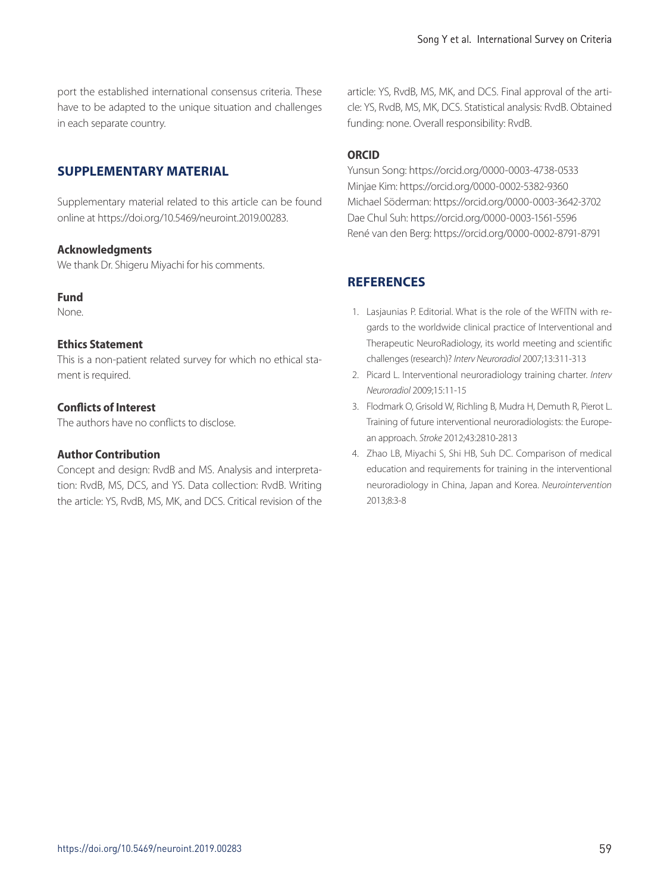port the established international consensus criteria. These have to be adapted to the unique situation and challenges in each separate country.

## SUPPLEMENTARY MATERIAL

Supplementary material related to this article can be found online at https://doi.org/10.5469/neuroint.2019.00283.

### Acknowledgments

We thank Dr. Shigeru Miyachi for his comments.

### Fund

None.

### Ethics Statement

This is a non-patient related survey for which no ethical stament is required.

### Conflicts of Interest

The authors have no conflicts to disclose.

### Author Contribution

Concept and design: RvdB and MS. Analysis and interpretation: RvdB, MS, DCS, and YS. Data collection: RvdB. Writing the article: YS, RvdB, MS, MK, and DCS. Critical revision of the article: YS, RvdB, MS, MK, and DCS. Final approval of the article: YS, RvdB, MS, MK, DCS. Statistical analysis: RvdB. Obtained funding: none. Overall responsibility: RvdB.

### ORCID

Yunsun Song: https://orcid.org/0000-0003-4738-0533
Minjae Kim: https://orcid.org/0000-0002-5382-9360
Michael Söderman: https://orcid.org/0000-0003-3642-3702
Dae Chul Suh: https://orcid.org/0000-0003-1561-5596
René van den Berg: https://orcid.org/0000-0002-8791-8791

## REFERENCES

1. Lasjaunias P. Editorial. What is the role of the WFITN with regards to the worldwide clinical practice of Interventional and Therapeutic NeuroRadiology, its world meeting and scientific challenges (research)? *Interv Neuroradiol* 2007;13:311-313
2. Picard L. Interventional neuroradiology training charter. *Interv Neuroradiol* 2009;15:11-15
3. Flodmark O, Grisold W, Richling B, Mudra H, Demuth R, Pierot L. Training of future interventional neuroradiologists: the European approach. *Stroke* 2012;43:2810-2813
4. Zhao LB, Miyachi S, Shi HB, Suh DC. Comparison of medical education and requirements for training in the interventional neuroradiology in China, Japan and Korea. *Neurointervention* 2013;8:3-8